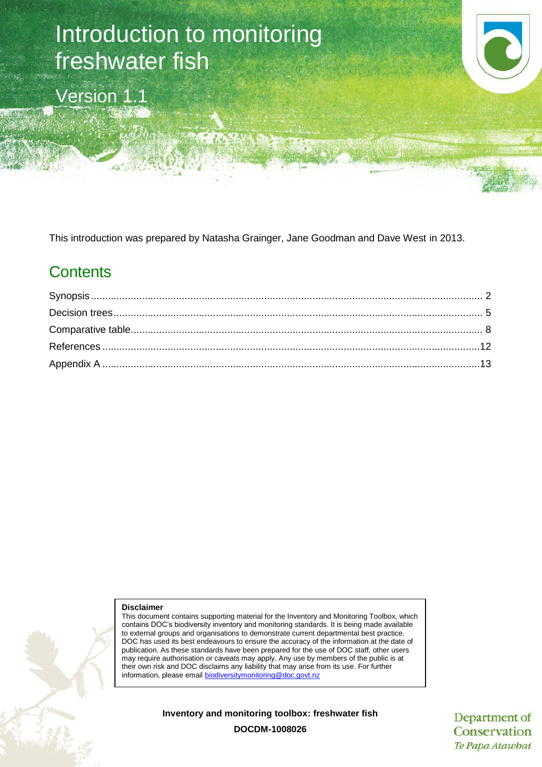# Introduction to monitoring freshwater fish

## Version 1.1

This introduction was prepared by Natasha Grainger, Jane Goodman and Dave West in 2013.

## Contents

Synopsis ... 2
Decision trees ... 5
Comparative table ... 8
References ... 12
Appendix A ... 13

**Disclaimer**
This document contains supporting material for the Inventory and Monitoring Toolbox, which contains DOC's biodiversity inventory and monitoring standards. It is being made available to external groups and organisations to demonstrate current departmental best practice. DOC has used its best endeavours to ensure the accuracy of the information at the date of publication. As these standards have been prepared for the use of DOC staff, other users may require authorisation or caveats may apply. Any use by members of the public is at their own risk and DOC disclaims any liability that may arise from its use. For further information, please email biodiversitymonitoring@doc.govt.nz

**Inventory and monitoring toolbox: freshwater fish**

**DOCDM-1008026**

Department of Conservation
*Te Papa Atawhai*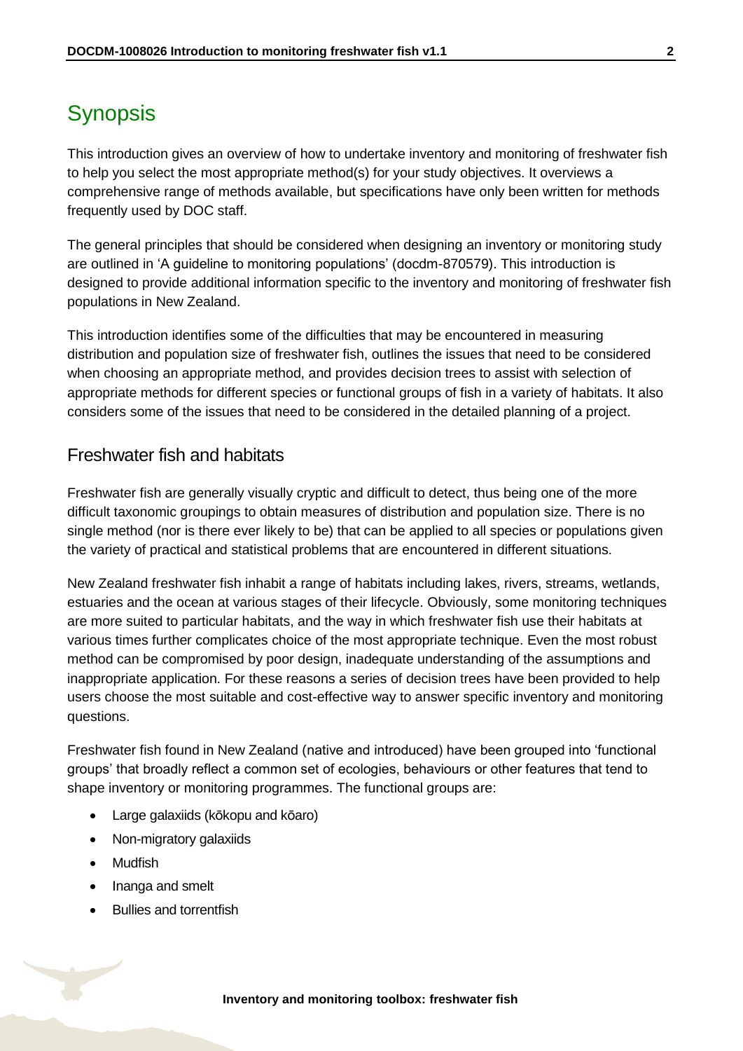# Synopsis

This introduction gives an overview of how to undertake inventory and monitoring of freshwater fish to help you select the most appropriate method(s) for your study objectives. It overviews a comprehensive range of methods available, but specifications have only been written for methods frequently used by DOC staff.

The general principles that should be considered when designing an inventory or monitoring study are outlined in 'A guideline to monitoring populations' (docdm-870579). This introduction is designed to provide additional information specific to the inventory and monitoring of freshwater fish populations in New Zealand.

This introduction identifies some of the difficulties that may be encountered in measuring distribution and population size of freshwater fish, outlines the issues that need to be considered when choosing an appropriate method, and provides decision trees to assist with selection of appropriate methods for different species or functional groups of fish in a variety of habitats. It also considers some of the issues that need to be considered in the detailed planning of a project.

## Freshwater fish and habitats

Freshwater fish are generally visually cryptic and difficult to detect, thus being one of the more difficult taxonomic groupings to obtain measures of distribution and population size. There is no single method (nor is there ever likely to be) that can be applied to all species or populations given the variety of practical and statistical problems that are encountered in different situations.

New Zealand freshwater fish inhabit a range of habitats including lakes, rivers, streams, wetlands, estuaries and the ocean at various stages of their lifecycle. Obviously, some monitoring techniques are more suited to particular habitats, and the way in which freshwater fish use their habitats at various times further complicates choice of the most appropriate technique. Even the most robust method can be compromised by poor design, inadequate understanding of the assumptions and inappropriate application. For these reasons a series of decision trees have been provided to help users choose the most suitable and cost-effective way to answer specific inventory and monitoring questions.

Freshwater fish found in New Zealand (native and introduced) have been grouped into 'functional groups' that broadly reflect a common set of ecologies, behaviours or other features that tend to shape inventory or monitoring programmes. The functional groups are:

- Large galaxiids (kōkopu and kōaro)
- Non-migratory galaxiids
- Mudfish
- Inanga and smelt
- Bullies and torrentfish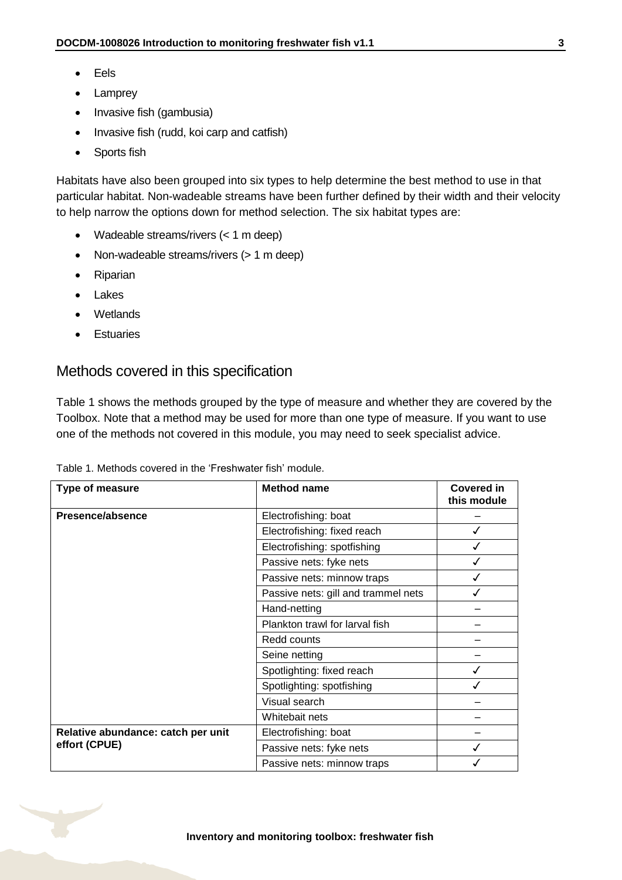- Eels
- Lamprey
- Invasive fish (gambusia)
- Invasive fish (rudd, koi carp and catfish)
- Sports fish

Habitats have also been grouped into six types to help determine the best method to use in that particular habitat. Non-wadeable streams have been further defined by their width and their velocity to help narrow the options down for method selection. The six habitat types are:

- Wadeable streams/rivers (< 1 m deep)
- Non-wadeable streams/rivers (> 1 m deep)
- Riparian
- Lakes
- Wetlands
- Estuaries

## Methods covered in this specification

Table 1 shows the methods grouped by the type of measure and whether they are covered by the Toolbox. Note that a method may be used for more than one type of measure. If you want to use one of the methods not covered in this module, you may need to seek specialist advice.

Table 1. Methods covered in the 'Freshwater fish' module.

| Type of measure | Method name | Covered in this module |
|---|---|---|
| **Presence/absence** | Electrofishing: boat | – |
| | Electrofishing: fixed reach | ✓ |
| | Electrofishing: spotfishing | ✓ |
| | Passive nets: fyke nets | ✓ |
| | Passive nets: minnow traps | ✓ |
| | Passive nets: gill and trammel nets | ✓ |
| | Hand-netting | – |
| | Plankton trawl for larval fish | – |
| | Redd counts | – |
| | Seine netting | – |
| | Spotlighting: fixed reach | ✓ |
| | Spotlighting: spotfishing | ✓ |
| | Visual search | – |
| | Whitebait nets | – |
| **Relative abundance: catch per unit effort (CPUE)** | Electrofishing: boat | – |
| | Passive nets: fyke nets | ✓ |
| | Passive nets: minnow traps | ✓ |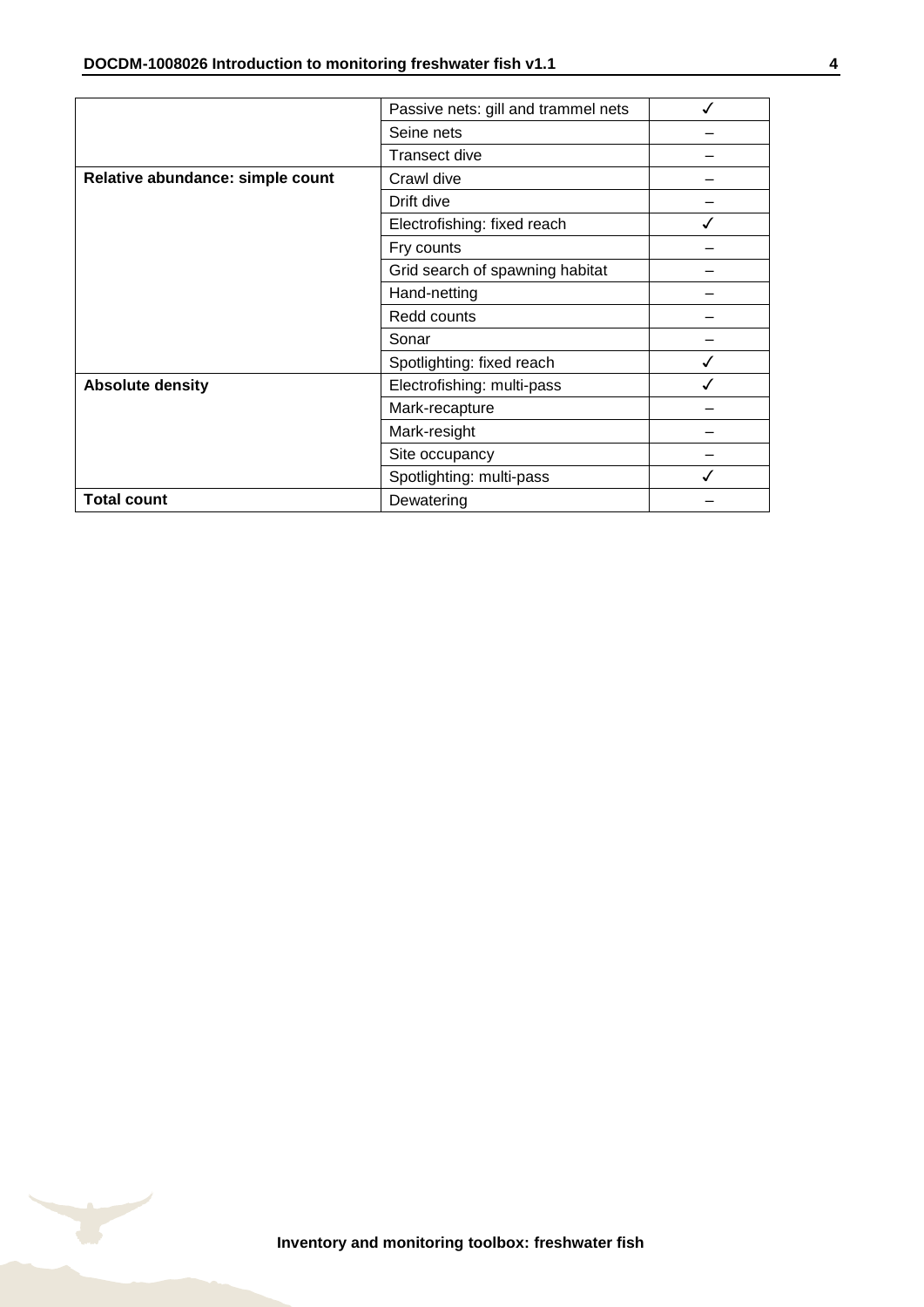| | | |
|---|---|---|
| | Passive nets: gill and trammel nets | ✓ |
| | Seine nets | – |
| | Transect dive | – |
| **Relative abundance: simple count** | Crawl dive | – |
| | Drift dive | – |
| | Electrofishing: fixed reach | ✓ |
| | Fry counts | – |
| | Grid search of spawning habitat | – |
| | Hand-netting | – |
| | Redd counts | – |
| | Sonar | – |
| | Spotlighting: fixed reach | ✓ |
| **Absolute density** | Electrofishing: multi-pass | ✓ |
| | Mark-recapture | – |
| | Mark-resight | – |
| | Site occupancy | – |
| | Spotlighting: multi-pass | ✓ |
| **Total count** | Dewatering | – |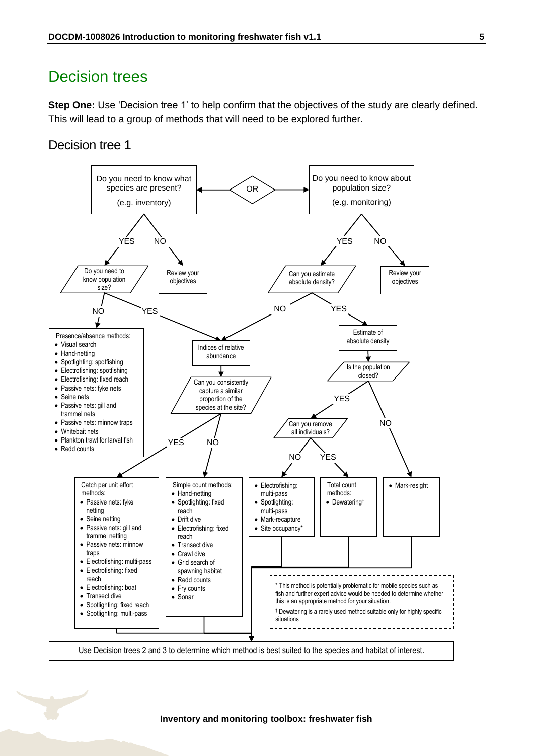# Decision trees

**Step One:** Use 'Decision tree 1' to help confirm that the objectives of the study are clearly defined. This will lead to a group of methods that will need to be explored further.

## Decision tree 1

Do you need to know what species are present? (e.g. inventory)

OR

Do you need to know about population size? (e.g. monitoring)

**Do you need to know what species are present? (e.g. inventory)**

- NO → Review your objectives
- YES → Do you need to know population size?
  - NO → Presence/absence methods:
    - Visual search
    - Hand-netting
    - Spotlighting: spotfishing
    - Electrofishing: spotfishing
    - Electrofishing: fixed reach
    - Passive nets: fyke nets
    - Seine nets
    - Passive nets: gill and trammel nets
    - Passive nets: minnow traps
    - Whitebait nets
    - Plankton trawl for larval fish
    - Redd counts
  - YES → Indices of relative abundance

**Do you need to know about population size? (e.g. monitoring)**

- NO → Review your objectives
- YES → Can you estimate absolute density?
  - NO → Indices of relative abundance
  - YES → Estimate of absolute density

**Indices of relative abundance** → Can you consistently capture a similar proportion of the species at the site?

- YES → Catch per unit effort methods:
  - Passive nets: fyke netting
  - Seine netting
  - Passive nets: gill and trammel netting
  - Passive nets: minnow traps
  - Electrofishing: multi-pass
  - Electrofishing: fixed reach
  - Electrofishing: boat
  - Transect dive
  - Spotlighting: fixed reach
  - Spotlighting: multi-pass
- NO → Simple count methods:
  - Hand-netting
  - Spotlighting: fixed reach
  - Drift dive
  - Electrofishing: fixed reach
  - Transect dive
  - Crawl dive
  - Grid search of spawning habitat
  - Redd counts
  - Fry counts
  - Sonar

**Estimate of absolute density** → Is the population closed?

- YES → Can you remove all individuals?
  - NO →
    - Electrofishing: multi-pass
    - Spotlighting: multi-pass
    - Mark-recapture
    - Site occupancy*
  - YES → Total count methods:
    - Dewatering†
- NO →
  - Mark-resight

\* This method is potentially problematic for mobile species such as fish and further expert advice would be needed to determine whether this is an appropriate method for your situation.

† Dewatering is a rarely used method suitable only for highly specific situations

Use Decision trees 2 and 3 to determine which method is best suited to the species and habitat of interest.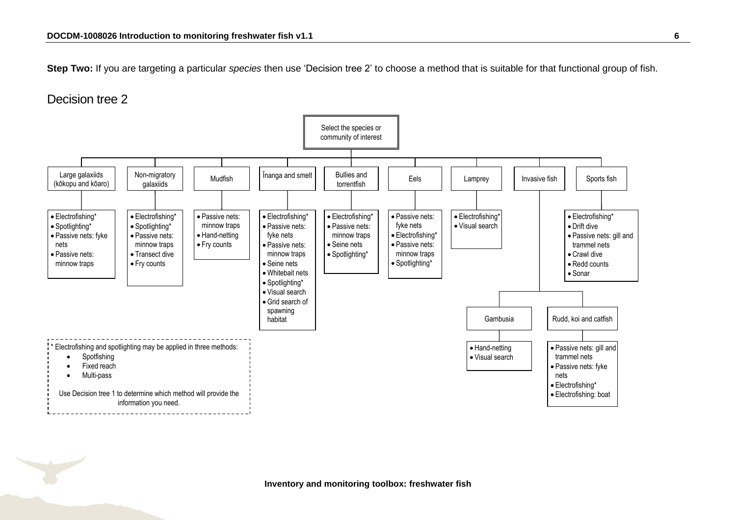**Step Two:** If you are targeting a particular *species* then use 'Decision tree 2' to choose a method that is suitable for that functional group of fish.

## Decision tree 2

Select the species or community of interest

**Large galaxiids (kōkopu and kōaro)**
- Electrofishing*
- Spotlighting*
- Passive nets: fyke nets
- Passive nets: minnow traps

**Non-migratory galaxiids**
- Electrofishing*
- Spotlighting*
- Passive nets: minnow traps
- Transect dive
- Fry counts

**Mudfish**
- Passive nets: minnow traps
- Hand-netting
- Fry counts

**Īnanga and smelt**
- Electrofishing*
- Passive nets: fyke nets
- Passive nets: minnow traps
- Seine nets
- Whitebait nets
- Spotlighting*
- Visual search
- Grid search of spawning habitat

**Bullies and torrentfish**
- Electrofishing*
- Passive nets: minnow traps
- Seine nets
- Spotlighting*

**Eels**
- Passive nets: fyke nets
- Electrofishing*
- Passive nets: minnow traps
- Spotlighting*

**Lamprey**
- Electrofishing*
- Visual search

**Invasive fish**

- **Gambusia**
  - Hand-netting
  - Visual search
- **Rudd, koi and catfish**
  - Passive nets: gill and trammel nets
  - Passive nets: fyke nets
  - Electrofishing*
  - Electrofishing: boat

**Sports fish**
- Electrofishing*
- Drift dive
- Passive nets: gill and trammel nets
- Crawl dive
- Redd counts
- Sonar

\* Electrofishing and spotlighting may be applied in three methods:
- Spotfishing
- Fixed reach
- Multi-pass

Use Decision tree 1 to determine which method will provide the information you need.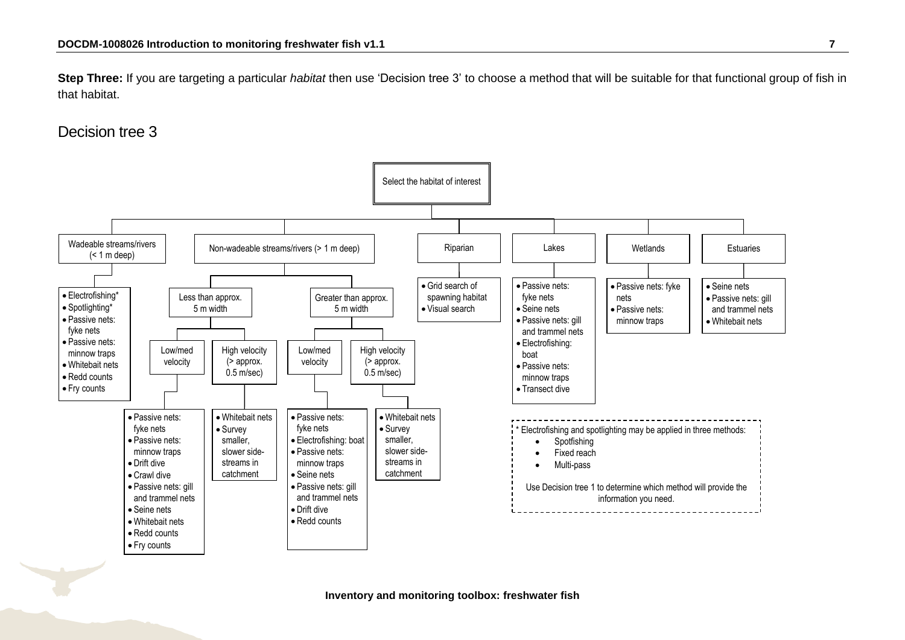**Step Three:** If you are targeting a particular *habitat* then use 'Decision tree 3' to choose a method that will be suitable for that functional group of fish in that habitat.

## Decision tree 3

Select the habitat of interest

- **Wadeable streams/rivers (< 1 m deep)**
  - Electrofishing*
  - Spotlighting*
  - Passive nets: fyke nets
  - Passive nets: minnow traps
  - Whitebait nets
  - Redd counts
  - Fry counts
- **Non-wadeable streams/rivers (> 1 m deep)**
  - **Less than approx. 5 m width**
    - **Low/med velocity**
      - Passive nets: fyke nets
      - Passive nets: minnow traps
      - Drift dive
      - Crawl dive
      - Passive nets: gill and trammel nets
      - Seine nets
      - Whitebait nets
      - Redd counts
      - Fry counts
    - **High velocity (> approx. 0.5 m/sec)**
      - Whitebait nets
      - Survey smaller, slower side-streams in catchment
  - **Greater than approx. 5 m width**
    - **Low/med velocity**
      - Passive nets: fyke nets
      - Electrofishing: boat
      - Passive nets: minnow traps
      - Seine nets
      - Passive nets: gill and trammel nets
      - Drift dive
      - Redd counts
    - **High velocity (> approx. 0.5 m/sec)**
      - Whitebait nets
      - Survey smaller, slower side-streams in catchment
- **Riparian**
  - Grid search of spawning habitat
  - Visual search
- **Lakes**
  - Passive nets: fyke nets
  - Seine nets
  - Passive nets: gill and trammel nets
  - Electrofishing: boat
  - Passive nets: minnow traps
  - Transect dive
- **Wetlands**
  - Passive nets: fyke nets
  - Passive nets: minnow traps
- **Estuaries**
  - Seine nets
  - Passive nets: gill and trammel nets
  - Whitebait nets

\* Electrofishing and spotlighting may be applied in three methods:

- Spotfishing
- Fixed reach
- Multi-pass

Use Decision tree 1 to determine which method will provide the information you need.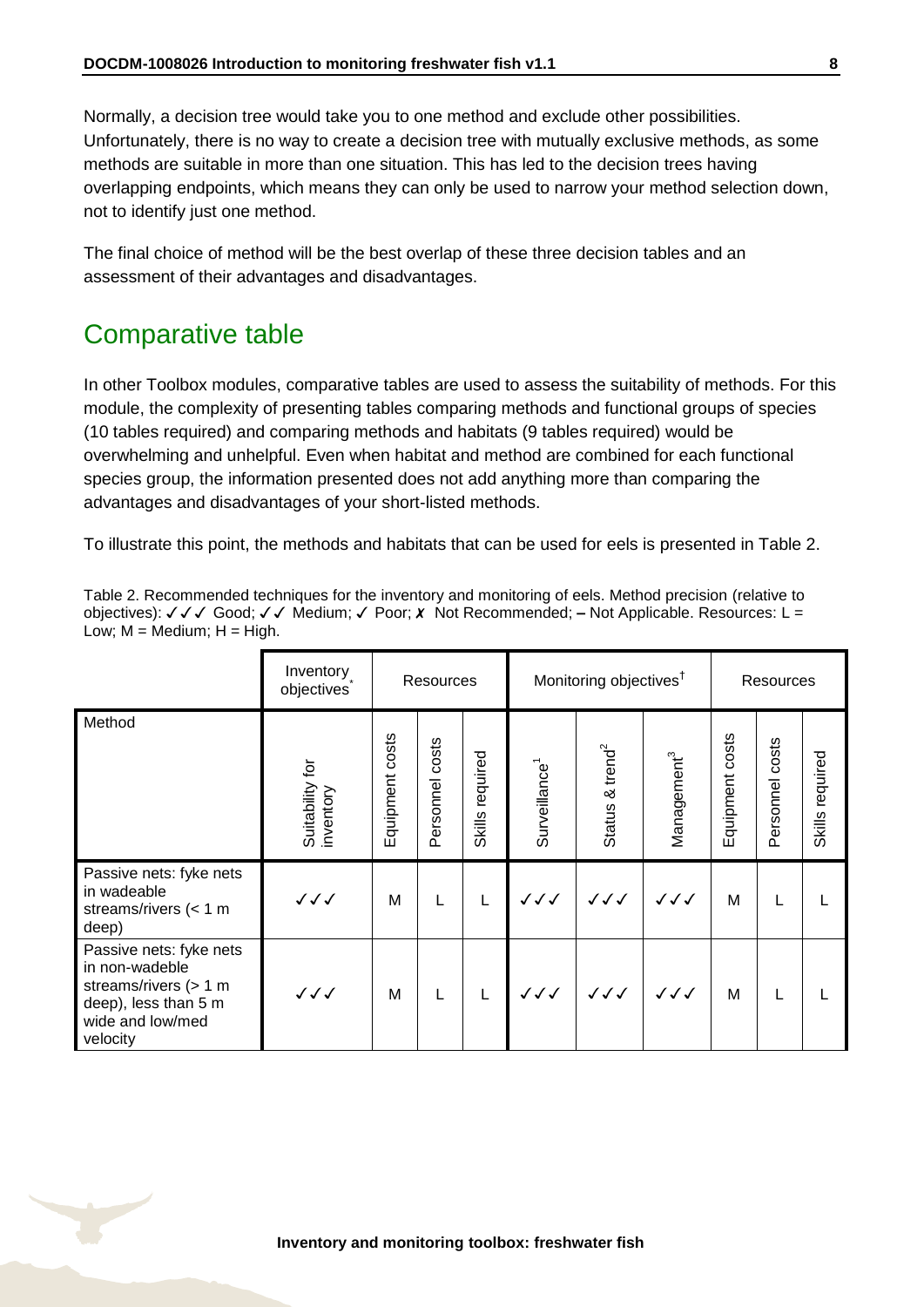Normally, a decision tree would take you to one method and exclude other possibilities. Unfortunately, there is no way to create a decision tree with mutually exclusive methods, as some methods are suitable in more than one situation. This has led to the decision trees having overlapping endpoints, which means they can only be used to narrow your method selection down, not to identify just one method.

The final choice of method will be the best overlap of these three decision tables and an assessment of their advantages and disadvantages.

## Comparative table

In other Toolbox modules, comparative tables are used to assess the suitability of methods. For this module, the complexity of presenting tables comparing methods and functional groups of species (10 tables required) and comparing methods and habitats (9 tables required) would be overwhelming and unhelpful. Even when habitat and method are combined for each functional species group, the information presented does not add anything more than comparing the advantages and disadvantages of your short-listed methods.

To illustrate this point, the methods and habitats that can be used for eels is presented in Table 2.

Table 2. Recommended techniques for the inventory and monitoring of eels. Method precision (relative to objectives): ✓✓✓ Good; ✓✓ Medium; ✓ Poor; ✗ Not Recommended; – Not Applicable. Resources: L = Low; M = Medium; H = High.

| | Inventory objectives* | Resources | | | Monitoring objectives† | | | Resources | | |
|---|---|---|---|---|---|---|---|---|---|---|
| Method | Suitability for inventory | Equipment costs | Personnel costs | Skills required | Surveillance[1] | Status & trend[2] | Management[3] | Equipment costs | Personnel costs | Skills required |
| Passive nets: fyke nets in wadeable streams/rivers (< 1 m deep) | ✓✓✓ | M | L | L | ✓✓✓ | ✓✓✓ | ✓✓✓ | M | L | L |
| Passive nets: fyke nets in non-wadeble streams/rivers (> 1 m deep), less than 5 m wide and low/med velocity | ✓✓✓ | M | L | L | ✓✓✓ | ✓✓✓ | ✓✓✓ | M | L | L |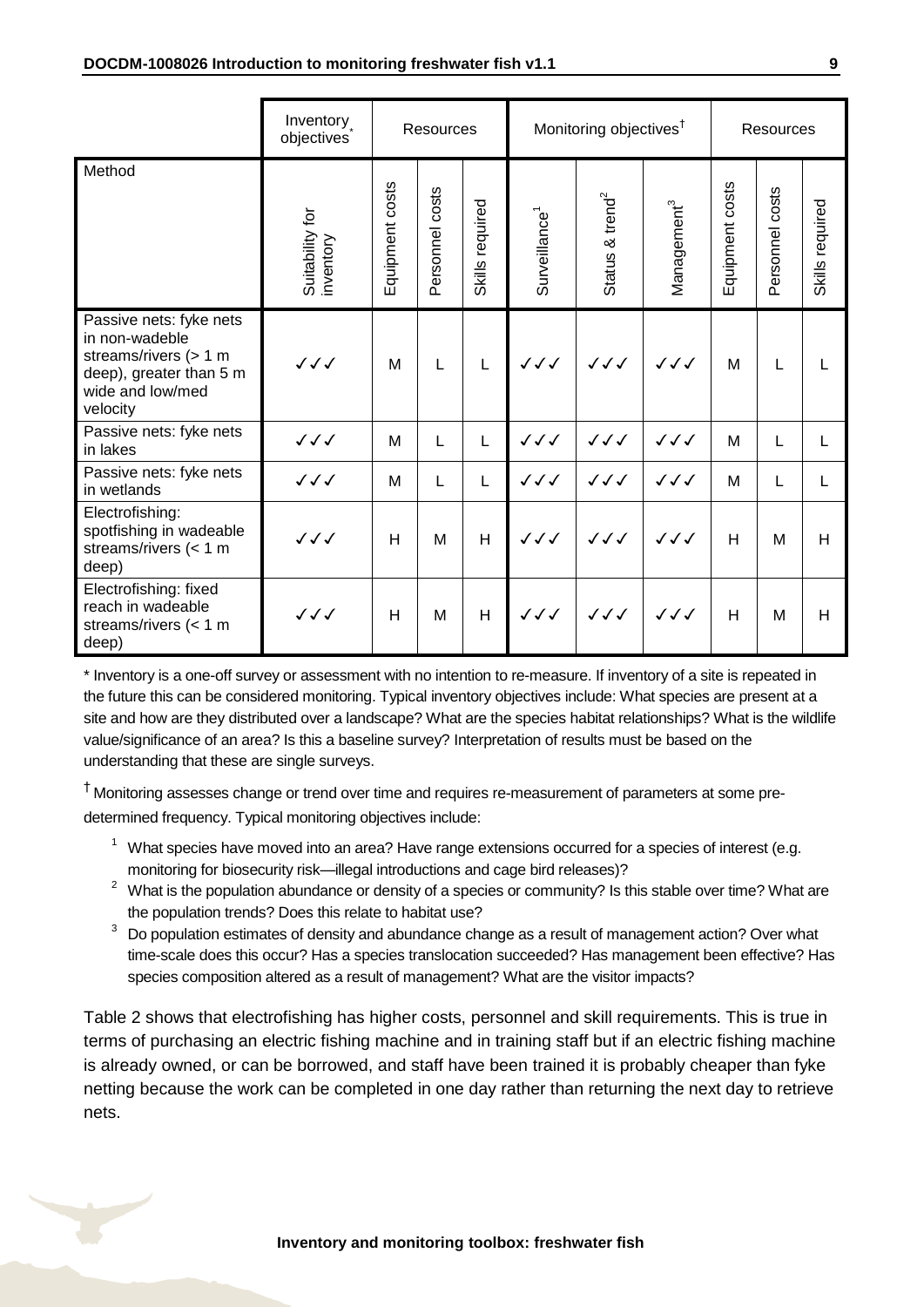| | Inventory objectives* | Resources | | | Monitoring objectives† | | | Resources | | |
|---|---|---|---|---|---|---|---|---|---|---|
| Method | Suitability for inventory | Equipment costs | Personnel costs | Skills required | Surveillance[1] | Status & trend[2] | Management[3] | Equipment costs | Personnel costs | Skills required |
| Passive nets: fyke nets in non-wadeble streams/rivers (> 1 m deep), greater than 5 m wide and low/med velocity | ✓✓✓ | M | L | L | ✓✓✓ | ✓✓✓ | ✓✓✓ | M | L | L |
| Passive nets: fyke nets in lakes | ✓✓✓ | M | L | L | ✓✓✓ | ✓✓✓ | ✓✓✓ | M | L | L |
| Passive nets: fyke nets in wetlands | ✓✓✓ | M | L | L | ✓✓✓ | ✓✓✓ | ✓✓✓ | M | L | L |
| Electrofishing: spotfishing in wadeable streams/rivers (< 1 m deep) | ✓✓✓ | H | M | H | ✓✓✓ | ✓✓✓ | ✓✓✓ | H | M | H |
| Electrofishing: fixed reach in wadeable streams/rivers (< 1 m deep) | ✓✓✓ | H | M | H | ✓✓✓ | ✓✓✓ | ✓✓✓ | H | M | H |

\* Inventory is a one-off survey or assessment with no intention to re-measure. If inventory of a site is repeated in the future this can be considered monitoring. Typical inventory objectives include: What species are present at a site and how are they distributed over a landscape? What are the species habitat relationships? What is the wildlife value/significance of an area? Is this a baseline survey? Interpretation of results must be based on the understanding that these are single surveys.

† Monitoring assesses change or trend over time and requires re-measurement of parameters at some pre-determined frequency. Typical monitoring objectives include:

1. What species have moved into an area? Have range extensions occurred for a species of interest (e.g. monitoring for biosecurity risk—illegal introductions and cage bird releases)?
2. What is the population abundance or density of a species or community? Is this stable over time? What are the population trends? Does this relate to habitat use?
3. Do population estimates of density and abundance change as a result of management action? Over what time-scale does this occur? Has a species translocation succeeded? Has management been effective? Has species composition altered as a result of management? What are the visitor impacts?

Table 2 shows that electrofishing has higher costs, personnel and skill requirements. This is true in terms of purchasing an electric fishing machine and in training staff but if an electric fishing machine is already owned, or can be borrowed, and staff have been trained it is probably cheaper than fyke netting because the work can be completed in one day rather than returning the next day to retrieve nets.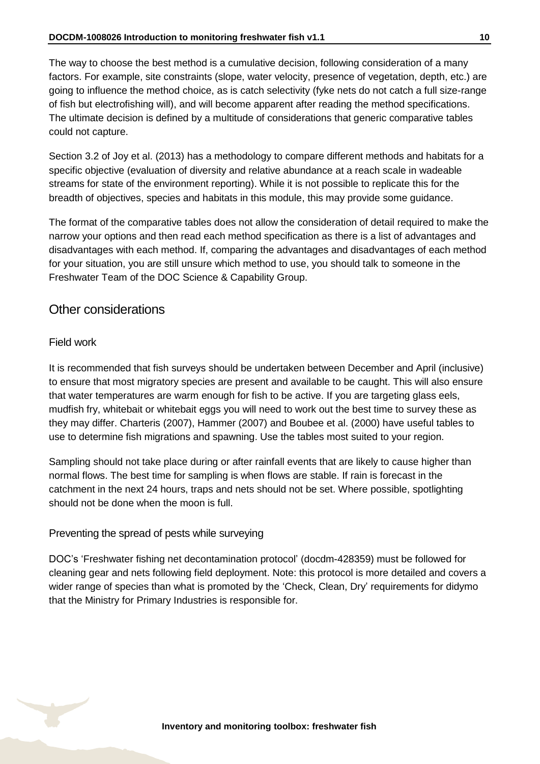The way to choose the best method is a cumulative decision, following consideration of a many factors. For example, site constraints (slope, water velocity, presence of vegetation, depth, etc.) are going to influence the method choice, as is catch selectivity (fyke nets do not catch a full size-range of fish but electrofishing will), and will become apparent after reading the method specifications. The ultimate decision is defined by a multitude of considerations that generic comparative tables could not capture.

Section 3.2 of Joy et al. (2013) has a methodology to compare different methods and habitats for a specific objective (evaluation of diversity and relative abundance at a reach scale in wadeable streams for state of the environment reporting). While it is not possible to replicate this for the breadth of objectives, species and habitats in this module, this may provide some guidance.

The format of the comparative tables does not allow the consideration of detail required to make the narrow your options and then read each method specification as there is a list of advantages and disadvantages with each method. If, comparing the advantages and disadvantages of each method for your situation, you are still unsure which method to use, you should talk to someone in the Freshwater Team of the DOC Science & Capability Group.

## Other considerations

### Field work

It is recommended that fish surveys should be undertaken between December and April (inclusive) to ensure that most migratory species are present and available to be caught. This will also ensure that water temperatures are warm enough for fish to be active. If you are targeting glass eels, mudfish fry, whitebait or whitebait eggs you will need to work out the best time to survey these as they may differ. Charteris (2007), Hammer (2007) and Boubee et al. (2000) have useful tables to use to determine fish migrations and spawning. Use the tables most suited to your region.

Sampling should not take place during or after rainfall events that are likely to cause higher than normal flows. The best time for sampling is when flows are stable. If rain is forecast in the catchment in the next 24 hours, traps and nets should not be set. Where possible, spotlighting should not be done when the moon is full.

### Preventing the spread of pests while surveying

DOC's 'Freshwater fishing net decontamination protocol' (docdm-428359) must be followed for cleaning gear and nets following field deployment. Note: this protocol is more detailed and covers a wider range of species than what is promoted by the 'Check, Clean, Dry' requirements for didymo that the Ministry for Primary Industries is responsible for.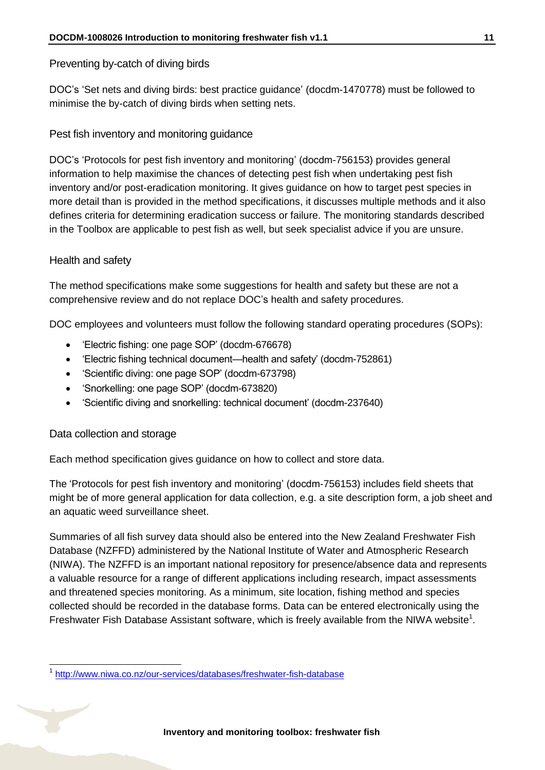### Preventing by-catch of diving birds

DOC's 'Set nets and diving birds: best practice guidance' (docdm-1470778) must be followed to minimise the by-catch of diving birds when setting nets.

### Pest fish inventory and monitoring guidance

DOC's 'Protocols for pest fish inventory and monitoring' (docdm-756153) provides general information to help maximise the chances of detecting pest fish when undertaking pest fish inventory and/or post-eradication monitoring. It gives guidance on how to target pest species in more detail than is provided in the method specifications, it discusses multiple methods and it also defines criteria for determining eradication success or failure. The monitoring standards described in the Toolbox are applicable to pest fish as well, but seek specialist advice if you are unsure.

### Health and safety

The method specifications make some suggestions for health and safety but these are not a comprehensive review and do not replace DOC's health and safety procedures.

DOC employees and volunteers must follow the following standard operating procedures (SOPs):

- 'Electric fishing: one page SOP' (docdm-676678)
- 'Electric fishing technical document—health and safety' (docdm-752861)
- 'Scientific diving: one page SOP' (docdm-673798)
- 'Snorkelling: one page SOP' (docdm-673820)
- 'Scientific diving and snorkelling: technical document' (docdm-237640)

### Data collection and storage

Each method specification gives guidance on how to collect and store data.

The 'Protocols for pest fish inventory and monitoring' (docdm-756153) includes field sheets that might be of more general application for data collection, e.g. a site description form, a job sheet and an aquatic weed surveillance sheet.

Summaries of all fish survey data should also be entered into the New Zealand Freshwater Fish Database (NZFFD) administered by the National Institute of Water and Atmospheric Research (NIWA). The NZFFD is an important national repository for presence/absence data and represents a valuable resource for a range of different applications including research, impact assessments and threatened species monitoring. As a minimum, site location, fishing method and species collected should be recorded in the database forms. Data can be entered electronically using the Freshwater Fish Database Assistant software, which is freely available from the NIWA website[1].

[1] http://www.niwa.co.nz/our-services/databases/freshwater-fish-database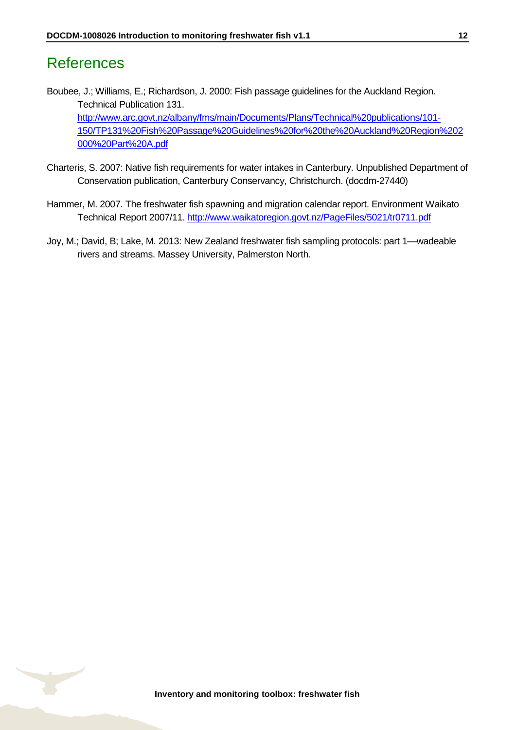# References

Boubee, J.; Williams, E.; Richardson, J. 2000: Fish passage guidelines for the Auckland Region. Technical Publication 131. http://www.arc.govt.nz/albany/fms/main/Documents/Plans/Technical%20publications/101-150/TP131%20Fish%20Passage%20Guidelines%20for%20the%20Auckland%20Region%202000%20Part%20A.pdf

Charteris, S. 2007: Native fish requirements for water intakes in Canterbury. Unpublished Department of Conservation publication, Canterbury Conservancy, Christchurch. (docdm-27440)

Hammer, M. 2007. The freshwater fish spawning and migration calendar report. Environment Waikato Technical Report 2007/11. http://www.waikatoregion.govt.nz/PageFiles/5021/tr0711.pdf

Joy, M.; David, B; Lake, M. 2013: New Zealand freshwater fish sampling protocols: part 1—wadeable rivers and streams. Massey University, Palmerston North.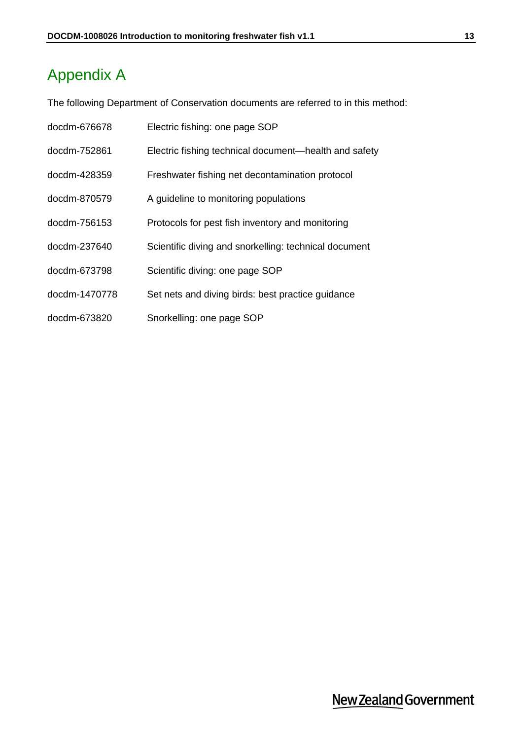# Appendix A

The following Department of Conservation documents are referred to in this method:

| | |
|---|---|
| docdm-676678 | Electric fishing: one page SOP |
| docdm-752861 | Electric fishing technical document—health and safety |
| docdm-428359 | Freshwater fishing net decontamination protocol |
| docdm-870579 | A guideline to monitoring populations |
| docdm-756153 | Protocols for pest fish inventory and monitoring |
| docdm-237640 | Scientific diving and snorkelling: technical document |
| docdm-673798 | Scientific diving: one page SOP |
| docdm-1470778 | Set nets and diving birds: best practice guidance |
| docdm-673820 | Snorkelling: one page SOP |